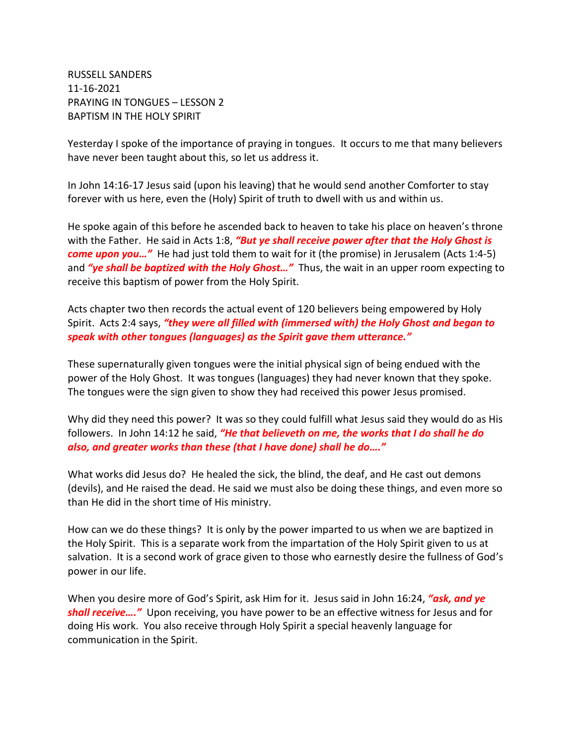RUSSELL SANDERS
11-16-2021
PRAYING IN TONGUES – LESSON 2
BAPTISM IN THE HOLY SPIRIT

Yesterday I spoke of the importance of praying in tongues. It occurs to me that many believers have never been taught about this, so let us address it.

In John 14:16-17 Jesus said (upon his leaving) that he would send another Comforter to stay forever with us here, even the (Holy) Spirit of truth to dwell with us and within us.

He spoke again of this before he ascended back to heaven to take his place on heaven's throne with the Father. He said in Acts 1:8, ***"But ye shall receive power after that the Holy Ghost is come upon you…"*** He had just told them to wait for it (the promise) in Jerusalem (Acts 1:4-5) and ***"ye shall be baptized with the Holy Ghost…"*** Thus, the wait in an upper room expecting to receive this baptism of power from the Holy Spirit.

Acts chapter two then records the actual event of 120 believers being empowered by Holy Spirit. Acts 2:4 says, ***"they were all filled with (immersed with) the Holy Ghost and began to speak with other tongues (languages) as the Spirit gave them utterance."***

These supernaturally given tongues were the initial physical sign of being endued with the power of the Holy Ghost. It was tongues (languages) they had never known that they spoke. The tongues were the sign given to show they had received this power Jesus promised.

Why did they need this power? It was so they could fulfill what Jesus said they would do as His followers. In John 14:12 he said, ***"He that believeth on me, the works that I do shall he do also, and greater works than these (that I have done) shall he do…."***

What works did Jesus do? He healed the sick, the blind, the deaf, and He cast out demons (devils), and He raised the dead. He said we must also be doing these things, and even more so than He did in the short time of His ministry.

How can we do these things? It is only by the power imparted to us when we are baptized in the Holy Spirit. This is a separate work from the impartation of the Holy Spirit given to us at salvation. It is a second work of grace given to those who earnestly desire the fullness of God's power in our life.

When you desire more of God's Spirit, ask Him for it. Jesus said in John 16:24, ***"ask, and ye shall receive…."*** Upon receiving, you have power to be an effective witness for Jesus and for doing His work. You also receive through Holy Spirit a special heavenly language for communication in the Spirit.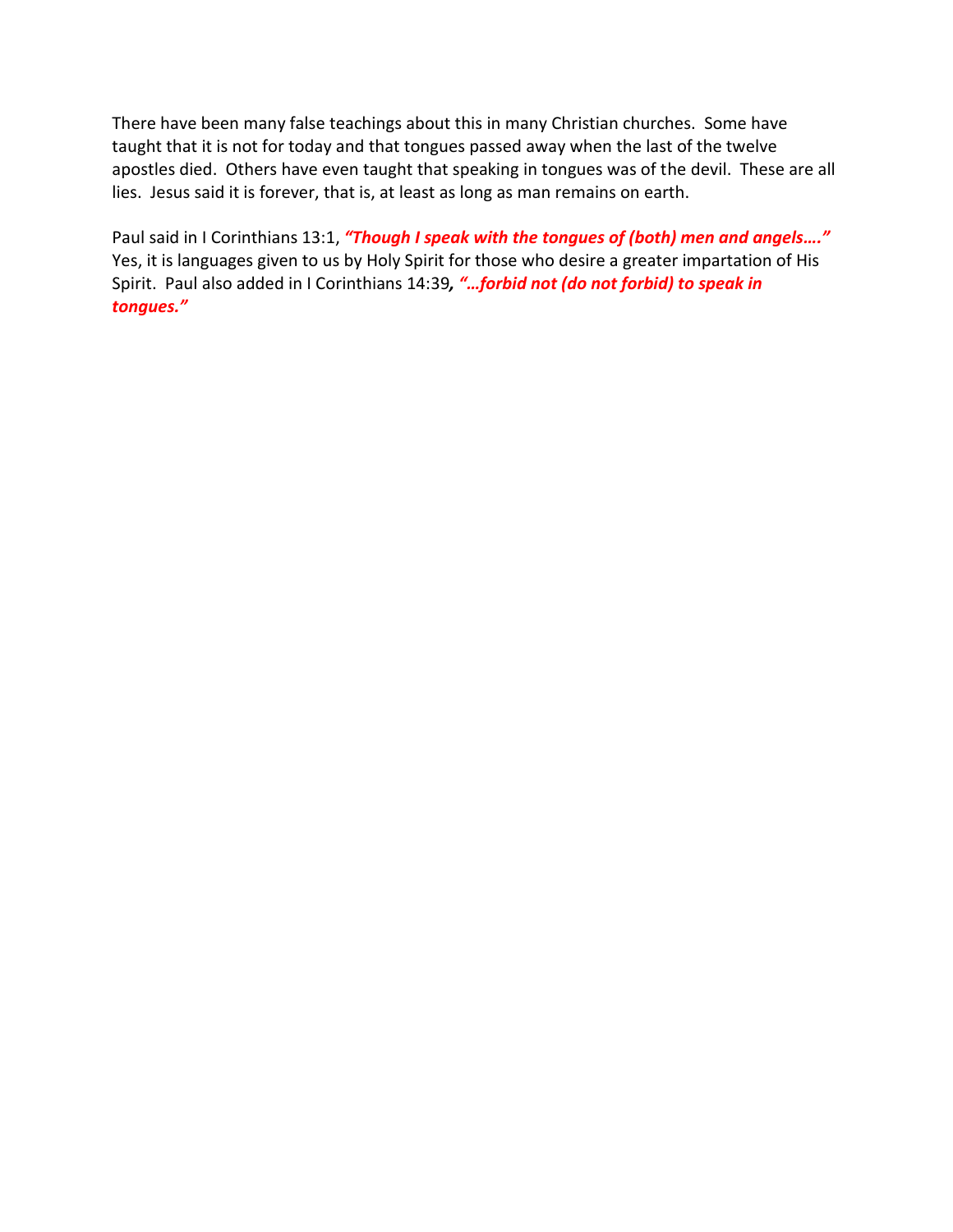There have been many false teachings about this in many Christian churches. Some have taught that it is not for today and that tongues passed away when the last of the twelve apostles died. Others have even taught that speaking in tongues was of the devil. These are all lies. Jesus said it is forever, that is, at least as long as man remains on earth.

Paul said in I Corinthians 13:1, ***"Though I speak with the tongues of (both) men and angels…."*** Yes, it is languages given to us by Holy Spirit for those who desire a greater impartation of His Spirit. Paul also added in I Corinthians 14:39***, "…forbid not (do not forbid) to speak in tongues."***